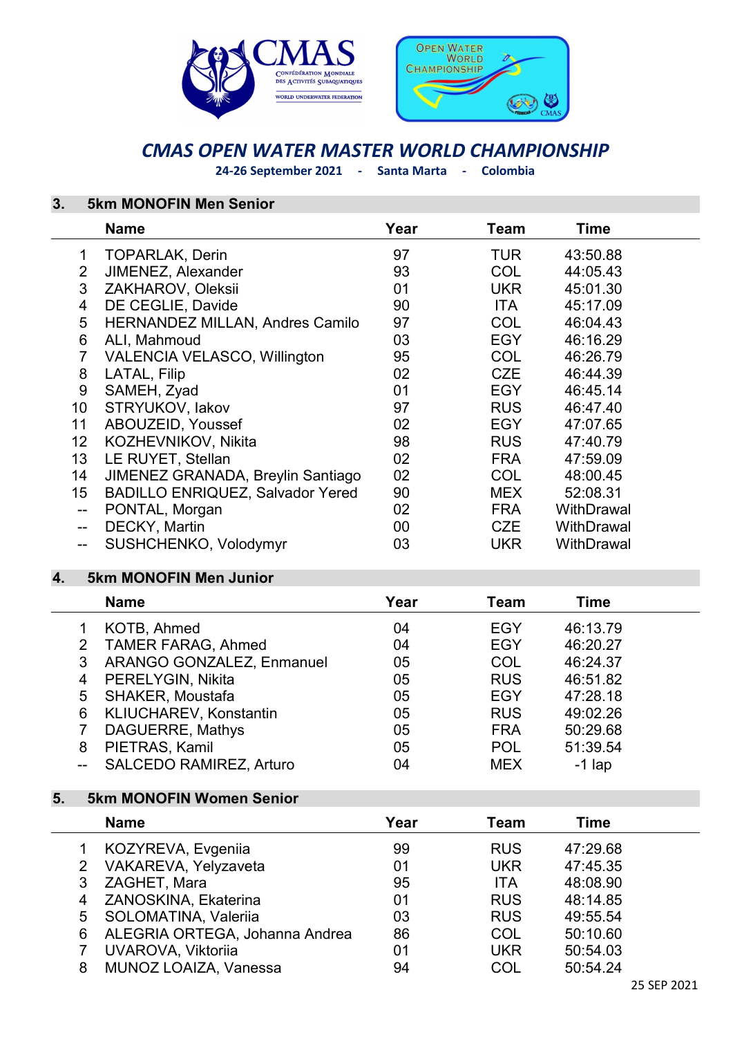# CMAS OPEN WATER MASTER WORLD CHAMPIONSHIP

**24-26 September 2021 - Santa Marta - Colombia**

## 3. 5km MONOFIN Men Senior

| | Name | Year | Team | Time |
|---|---|---|---|---|
| 1 | TOPARLAK, Derin | 97 | TUR | 43:50.88 |
| 2 | JIMENEZ, Alexander | 93 | COL | 44:05.43 |
| 3 | ZAKHAROV, Oleksii | 01 | UKR | 45:01.30 |
| 4 | DE CEGLIE, Davide | 90 | ITA | 45:17.09 |
| 5 | HERNANDEZ MILLAN, Andres Camilo | 97 | COL | 46:04.43 |
| 6 | ALI, Mahmoud | 03 | EGY | 46:16.29 |
| 7 | VALENCIA VELASCO, Willington | 95 | COL | 46:26.79 |
| 8 | LATAL, Filip | 02 | CZE | 46:44.39 |
| 9 | SAMEH, Zyad | 01 | EGY | 46:45.14 |
| 10 | STRYUKOV, Iakov | 97 | RUS | 46:47.40 |
| 11 | ABOUZEID, Youssef | 02 | EGY | 47:07.65 |
| 12 | KOZHEVNIKOV, Nikita | 98 | RUS | 47:40.79 |
| 13 | LE RUYET, Stellan | 02 | FRA | 47:59.09 |
| 14 | JIMENEZ GRANADA, Breylin Santiago | 02 | COL | 48:00.45 |
| 15 | BADILLO ENRIQUEZ, Salvador Yered | 90 | MEX | 52:08.31 |
| -- | PONTAL, Morgan | 02 | FRA | WithDrawal |
| -- | DECKY, Martin | 00 | CZE | WithDrawal |
| -- | SUSHCHENKO, Volodymyr | 03 | UKR | WithDrawal |

## 4. 5km MONOFIN Men Junior

| | Name | Year | Team | Time |
|---|---|---|---|---|
| 1 | KOTB, Ahmed | 04 | EGY | 46:13.79 |
| 2 | TAMER FARAG, Ahmed | 04 | EGY | 46:20.27 |
| 3 | ARANGO GONZALEZ, Enmanuel | 05 | COL | 46:24.37 |
| 4 | PERELYGIN, Nikita | 05 | RUS | 46:51.82 |
| 5 | SHAKER, Moustafa | 05 | EGY | 47:28.18 |
| 6 | KLIUCHAREV, Konstantin | 05 | RUS | 49:02.26 |
| 7 | DAGUERRE, Mathys | 05 | FRA | 50:29.68 |
| 8 | PIETRAS, Kamil | 05 | POL | 51:39.54 |
| -- | SALCEDO RAMIREZ, Arturo | 04 | MEX | -1 lap |

## 5. 5km MONOFIN Women Senior

| | Name | Year | Team | Time |
|---|---|---|---|---|
| 1 | KOZYREVA, Evgeniia | 99 | RUS | 47:29.68 |
| 2 | VAKAREVA, Yelyzaveta | 01 | UKR | 47:45.35 |
| 3 | ZAGHET, Mara | 95 | ITA | 48:08.90 |
| 4 | ZANOSKINA, Ekaterina | 01 | RUS | 48:14.85 |
| 5 | SOLOMATINA, Valeriia | 03 | RUS | 49:55.54 |
| 6 | ALEGRIA ORTEGA, Johanna Andrea | 86 | COL | 50:10.60 |
| 7 | UVAROVA, Viktoriia | 01 | UKR | 50:54.03 |
| 8 | MUNOZ LOAIZA, Vanessa | 94 | COL | 50:54.24 |

25 SEP 2021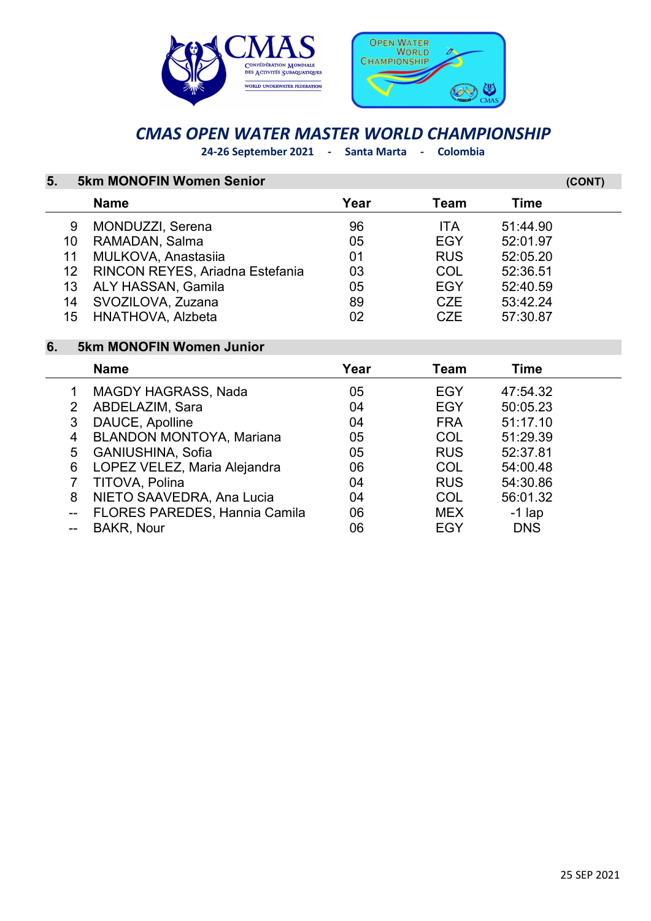# CMAS OPEN WATER MASTER WORLD CHAMPIONSHIP

**24-26 September 2021 - Santa Marta - Colombia**

## 5. 5km MONOFIN Women Senior (CONT)

| | Name | Year | Team | Time |
|---|---|---|---|---|
| 9 | MONDUZZI, Serena | 96 | ITA | 51:44.90 |
| 10 | RAMADAN, Salma | 05 | EGY | 52:01.97 |
| 11 | MULKOVA, Anastasiia | 01 | RUS | 52:05.20 |
| 12 | RINCON REYES, Ariadna Estefania | 03 | COL | 52:36.51 |
| 13 | ALY HASSAN, Gamila | 05 | EGY | 52:40.59 |
| 14 | SVOZILOVA, Zuzana | 89 | CZE | 53:42.24 |
| 15 | HNATHOVA, Alzbeta | 02 | CZE | 57:30.87 |

## 6. 5km MONOFIN Women Junior

| | Name | Year | Team | Time |
|---|---|---|---|---|
| 1 | MAGDY HAGRASS, Nada | 05 | EGY | 47:54.32 |
| 2 | ABDELAZIM, Sara | 04 | EGY | 50:05.23 |
| 3 | DAUCE, Apolline | 04 | FRA | 51:17.10 |
| 4 | BLANDON MONTOYA, Mariana | 05 | COL | 51:29.39 |
| 5 | GANIUSHINA, Sofia | 05 | RUS | 52:37.81 |
| 6 | LOPEZ VELEZ, Maria Alejandra | 06 | COL | 54:00.48 |
| 7 | TITOVA, Polina | 04 | RUS | 54:30.86 |
| 8 | NIETO SAAVEDRA, Ana Lucia | 04 | COL | 56:01.32 |
| -- | FLORES PAREDES, Hannia Camila | 06 | MEX | -1 lap |
| -- | BAKR, Nour | 06 | EGY | DNS |

25 SEP 2021